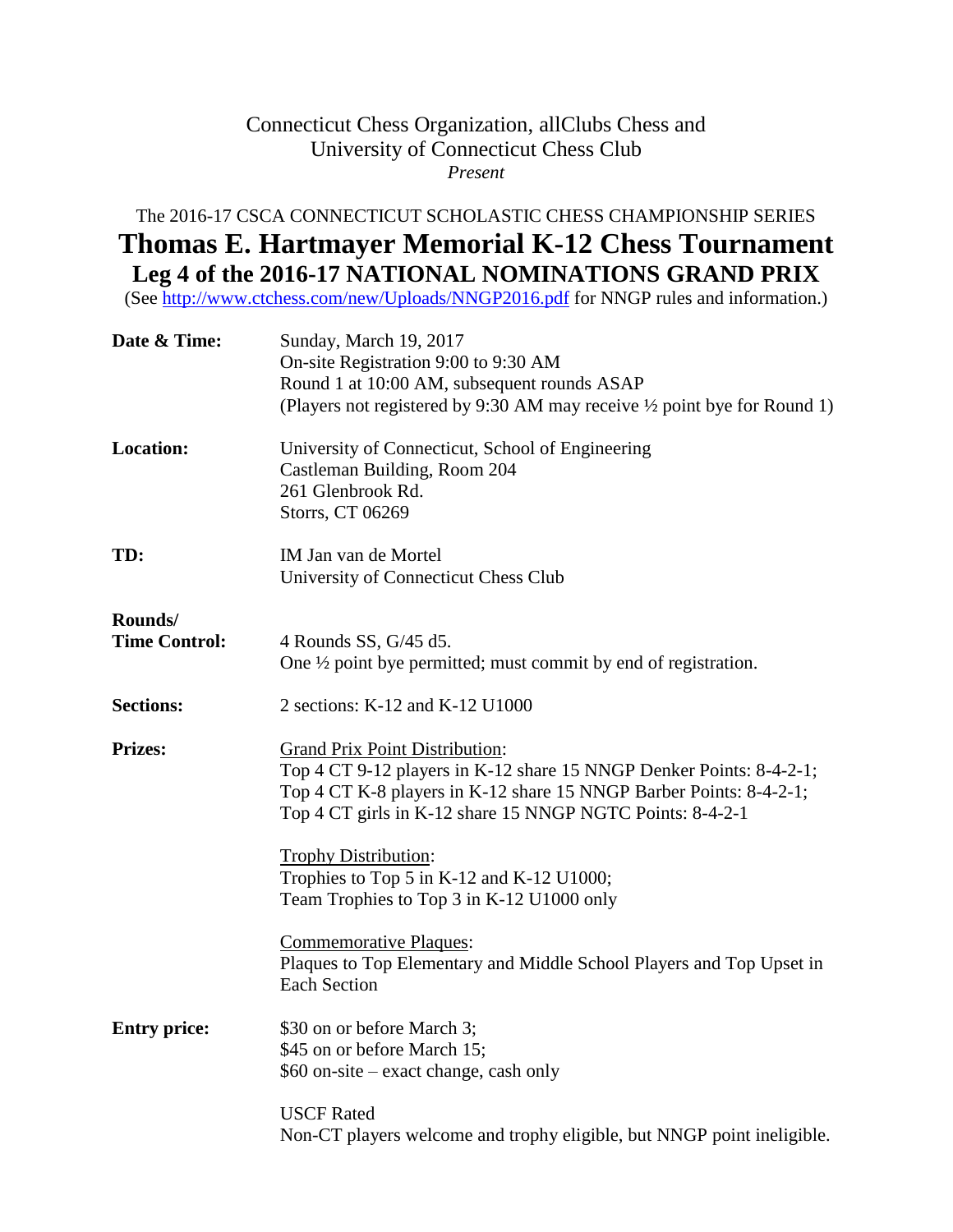Connecticut Chess Organization, allClubs Chess and
University of Connecticut Chess Club
*Present*

The 2016-17 CSCA CONNECTICUT SCHOLASTIC CHESS CHAMPIONSHIP SERIES

# Thomas E. Hartmayer Memorial K-12 Chess Tournament

## Leg 4 of the 2016-17 NATIONAL NOMINATIONS GRAND PRIX

(See http://www.ctchess.com/new/Uploads/NNGP2016.pdf for NNGP rules and information.)

**Date & Time:** Sunday, March 19, 2017
On-site Registration 9:00 to 9:30 AM
Round 1 at 10:00 AM, subsequent rounds ASAP
(Players not registered by 9:30 AM may receive ½ point bye for Round 1)

**Location:** University of Connecticut, School of Engineering
Castleman Building, Room 204
261 Glenbrook Rd.
Storrs, CT 06269

**TD:** IM Jan van de Mortel
University of Connecticut Chess Club

**Rounds/ Time Control:** 4 Rounds SS, G/45 d5.
One ½ point bye permitted; must commit by end of registration.

**Sections:** 2 sections: K-12 and K-12 U1000

**Prizes:**

Grand Prix Point Distribution:
Top 4 CT 9-12 players in K-12 share 15 NNGP Denker Points: 8-4-2-1;
Top 4 CT K-8 players in K-12 share 15 NNGP Barber Points: 8-4-2-1;
Top 4 CT girls in K-12 share 15 NNGP NGTC Points: 8-4-2-1

Trophy Distribution:
Trophies to Top 5 in K-12 and K-12 U1000;
Team Trophies to Top 3 in K-12 U1000 only

Commemorative Plaques:
Plaques to Top Elementary and Middle School Players and Top Upset in Each Section

**Entry price:** $30 on or before March 3;
$45 on or before March 15;
$60 on-site – exact change, cash only

USCF Rated
Non-CT players welcome and trophy eligible, but NNGP point ineligible.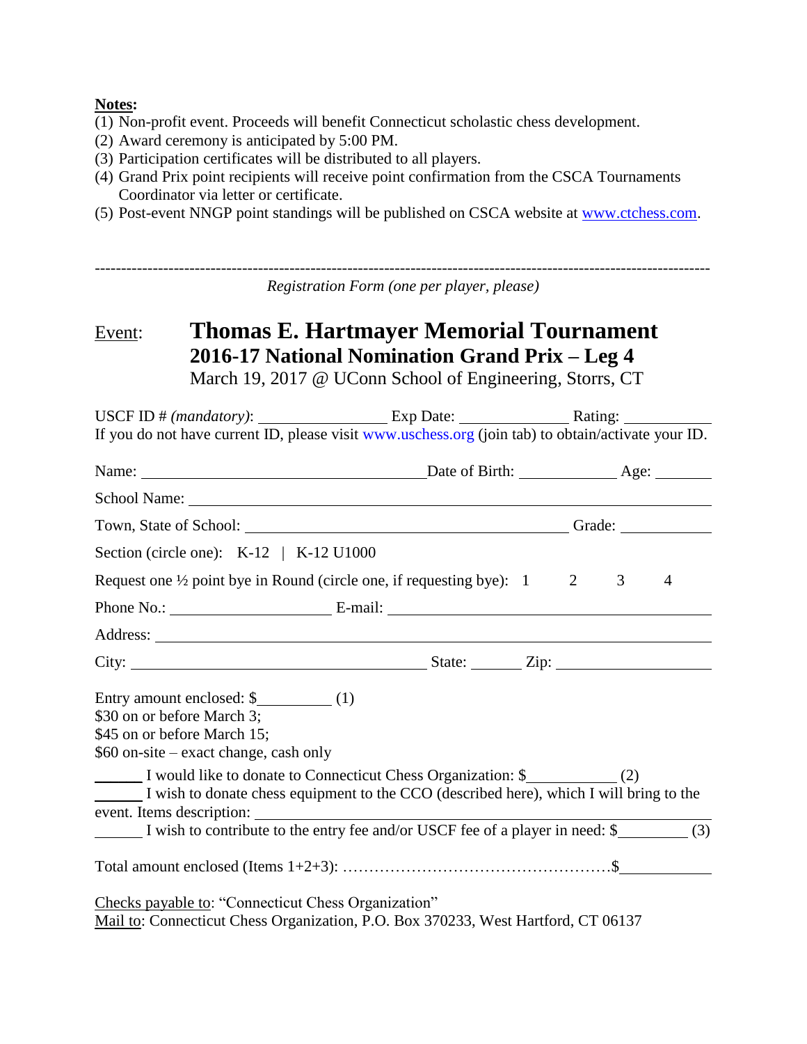**Notes:**

(1) Non-profit event. Proceeds will benefit Connecticut scholastic chess development.
(2) Award ceremony is anticipated by 5:00 PM.
(3) Participation certificates will be distributed to all players.
(4) Grand Prix point recipients will receive point confirmation from the CSCA Tournaments Coordinator via letter or certificate.
(5) Post-event NNGP point standings will be published on CSCA website at www.ctchess.com.

---

*Registration Form (one per player, please)*

Event: **Thomas E. Hartmayer Memorial Tournament**
**2016-17 National Nomination Grand Prix – Leg 4**
March 19, 2017 @ UConn School of Engineering, Storrs, CT

USCF ID # *(mandatory)*: ________________ Exp Date: ______________ Rating: ___________
If you do not have current ID, please visit www.uschess.org (join tab) to obtain/activate your ID.

Name: ____________________________________ Date of Birth: _____________ Age: _______

School Name: ______________________________________________________________

Town, State of School: ___________________________________________ Grade: ___________

Section (circle one): K-12 | K-12 U1000

Request one ½ point bye in Round (circle one, if requesting bye): 1 2 3 4

Phone No.: ____________________ E-mail: ______________________________________

Address: _________________________________________________________________

City: _______________________________________ State: ______ Zip: ___________________

Entry amount enclosed: $__________ (1)
$30 on or before March 3;
$45 on or before March 15;
$60 on-site – exact change, cash only

______ I would like to donate to Connecticut Chess Organization: $___________ (2)
______ I wish to donate chess equipment to the CCO (described here), which I will bring to the event. Items description: ____________________________________________
______ I wish to contribute to the entry fee and/or USCF fee of a player in need: $_________ (3)

Total amount enclosed (Items 1+2+3): ……………………………………………$____________

Checks payable to: "Connecticut Chess Organization"
Mail to: Connecticut Chess Organization, P.O. Box 370233, West Hartford, CT 06137